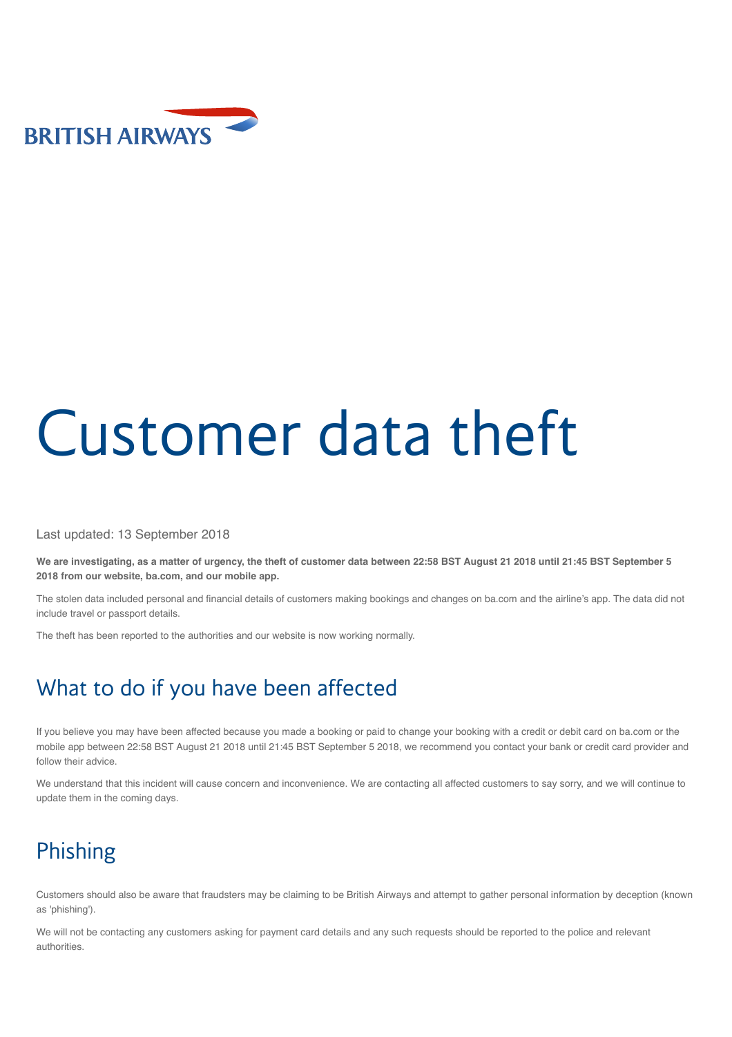BRITISH AIRWAYS

# Customer data theft

Last updated: 13 September 2018

**We are investigating, as a matter of urgency, the theft of customer data between 22:58 BST August 21 2018 until 21:45 BST September 5 2018 from our website, ba.com, and our mobile app.**

The stolen data included personal and financial details of customers making bookings and changes on ba.com and the airline's app. The data did not include travel or passport details.

The theft has been reported to the authorities and our website is now working normally.

## What to do if you have been affected

If you believe you may have been affected because you made a booking or paid to change your booking with a credit or debit card on ba.com or the mobile app between 22:58 BST August 21 2018 until 21:45 BST September 5 2018, we recommend you contact your bank or credit card provider and follow their advice.

We understand that this incident will cause concern and inconvenience. We are contacting all affected customers to say sorry, and we will continue to update them in the coming days.

## Phishing

Customers should also be aware that fraudsters may be claiming to be British Airways and attempt to gather personal information by deception (known as 'phishing').

We will not be contacting any customers asking for payment card details and any such requests should be reported to the police and relevant authorities.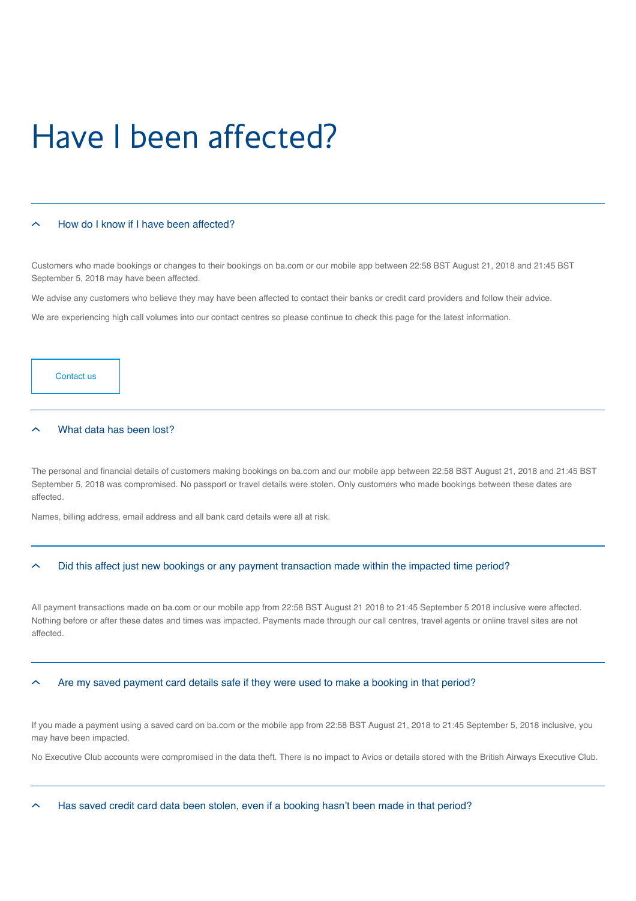# Have I been affected?

## How do I know if I have been affected?

Customers who made bookings or changes to their bookings on ba.com or our mobile app between 22:58 BST August 21, 2018 and 21:45 BST September 5, 2018 may have been affected.

We advise any customers who believe they may have been affected to contact their banks or credit card providers and follow their advice.

We are experiencing high call volumes into our contact centres so please continue to check this page for the latest information.

Contact us

## What data has been lost?

The personal and financial details of customers making bookings on ba.com and our mobile app between 22:58 BST August 21, 2018 and 21:45 BST September 5, 2018 was compromised. No passport or travel details were stolen. Only customers who made bookings between these dates are affected.

Names, billing address, email address and all bank card details were all at risk.

## Did this affect just new bookings or any payment transaction made within the impacted time period?

All payment transactions made on ba.com or our mobile app from 22:58 BST August 21 2018 to 21:45 September 5 2018 inclusive were affected. Nothing before or after these dates and times was impacted. Payments made through our call centres, travel agents or online travel sites are not affected.

## Are my saved payment card details safe if they were used to make a booking in that period?

If you made a payment using a saved card on ba.com or the mobile app from 22:58 BST August 21, 2018 to 21:45 September 5, 2018 inclusive, you may have been impacted.

No Executive Club accounts were compromised in the data theft. There is no impact to Avios or details stored with the British Airways Executive Club.

## Has saved credit card data been stolen, even if a booking hasn't been made in that period?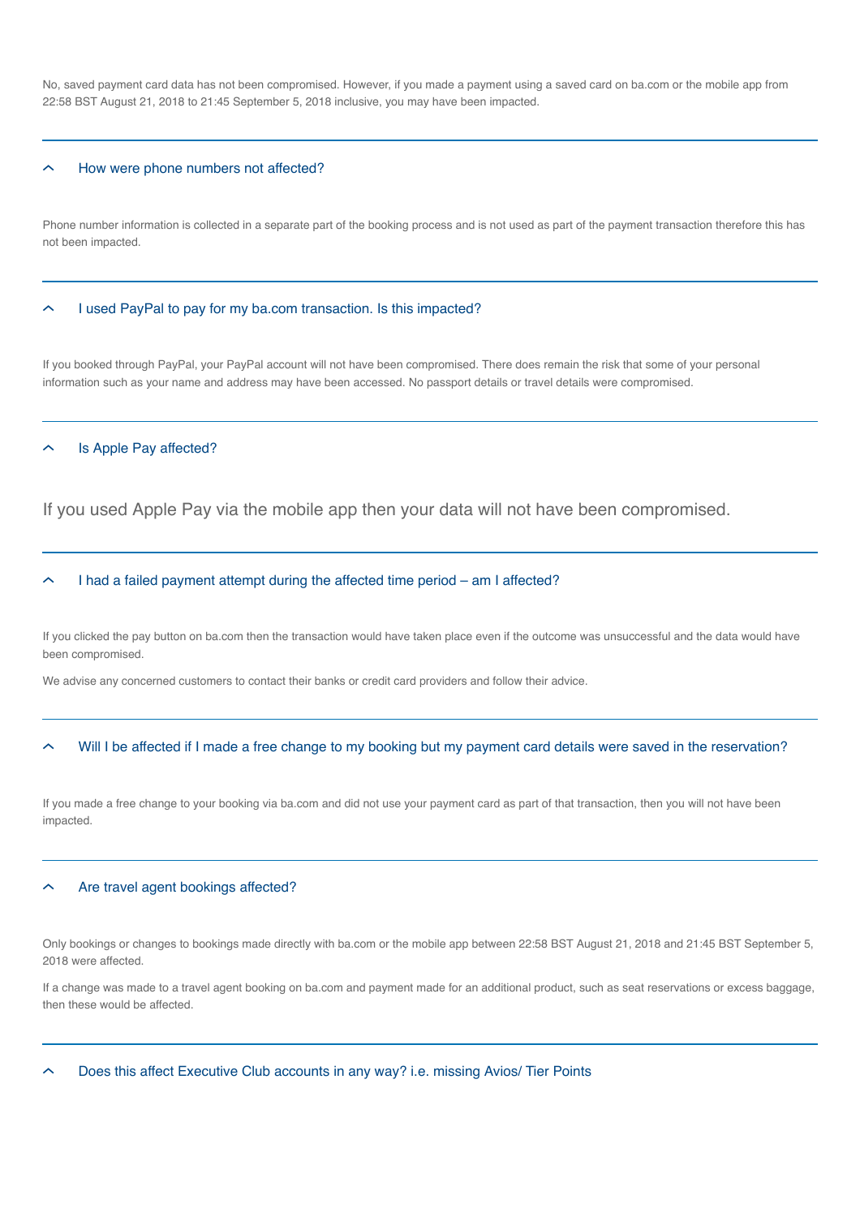No, saved payment card data has not been compromised. However, if you made a payment using a saved card on ba.com or the mobile app from 22:58 BST August 21, 2018 to 21:45 September 5, 2018 inclusive, you may have been impacted.

### How were phone numbers not affected?

Phone number information is collected in a separate part of the booking process and is not used as part of the payment transaction therefore this has not been impacted.

### I used PayPal to pay for my ba.com transaction. Is this impacted?

If you booked through PayPal, your PayPal account will not have been compromised. There does remain the risk that some of your personal information such as your name and address may have been accessed. No passport details or travel details were compromised.

### Is Apple Pay affected?

If you used Apple Pay via the mobile app then your data will not have been compromised.

### I had a failed payment attempt during the affected time period – am I affected?

If you clicked the pay button on ba.com then the transaction would have taken place even if the outcome was unsuccessful and the data would have been compromised.

We advise any concerned customers to contact their banks or credit card providers and follow their advice.

### Will I be affected if I made a free change to my booking but my payment card details were saved in the reservation?

If you made a free change to your booking via ba.com and did not use your payment card as part of that transaction, then you will not have been impacted.

### Are travel agent bookings affected?

Only bookings or changes to bookings made directly with ba.com or the mobile app between 22:58 BST August 21, 2018 and 21:45 BST September 5, 2018 were affected.

If a change was made to a travel agent booking on ba.com and payment made for an additional product, such as seat reservations or excess baggage, then these would be affected.

### Does this affect Executive Club accounts in any way? i.e. missing Avios/ Tier Points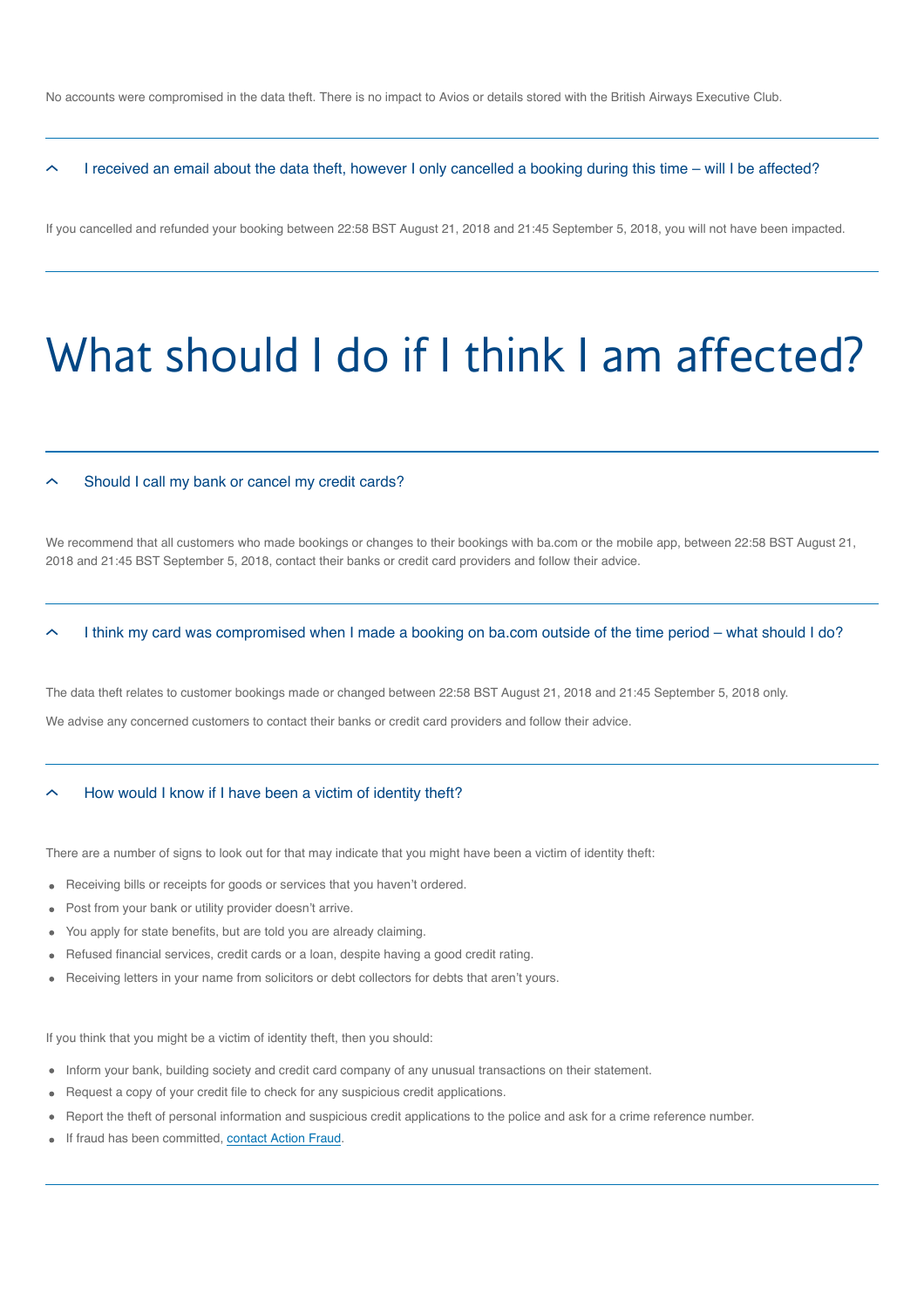No accounts were compromised in the data theft. There is no impact to Avios or details stored with the British Airways Executive Club.

### I received an email about the data theft, however I only cancelled a booking during this time – will I be affected?

If you cancelled and refunded your booking between 22:58 BST August 21, 2018 and 21:45 September 5, 2018, you will not have been impacted.

# What should I do if I think I am affected?

### Should I call my bank or cancel my credit cards?

We recommend that all customers who made bookings or changes to their bookings with ba.com or the mobile app, between 22:58 BST August 21, 2018 and 21:45 BST September 5, 2018, contact their banks or credit card providers and follow their advice.

### I think my card was compromised when I made a booking on ba.com outside of the time period – what should I do?

The data theft relates to customer bookings made or changed between 22:58 BST August 21, 2018 and 21:45 September 5, 2018 only.

We advise any concerned customers to contact their banks or credit card providers and follow their advice.

### How would I know if I have been a victim of identity theft?

There are a number of signs to look out for that may indicate that you might have been a victim of identity theft:

- Receiving bills or receipts for goods or services that you haven't ordered.
- Post from your bank or utility provider doesn't arrive.
- You apply for state benefits, but are told you are already claiming.
- Refused financial services, credit cards or a loan, despite having a good credit rating.
- Receiving letters in your name from solicitors or debt collectors for debts that aren't yours.

If you think that you might be a victim of identity theft, then you should:

- Inform your bank, building society and credit card company of any unusual transactions on their statement.
- Request a copy of your credit file to check for any suspicious credit applications.
- Report the theft of personal information and suspicious credit applications to the police and ask for a crime reference number.
- If fraud has been committed, contact Action Fraud.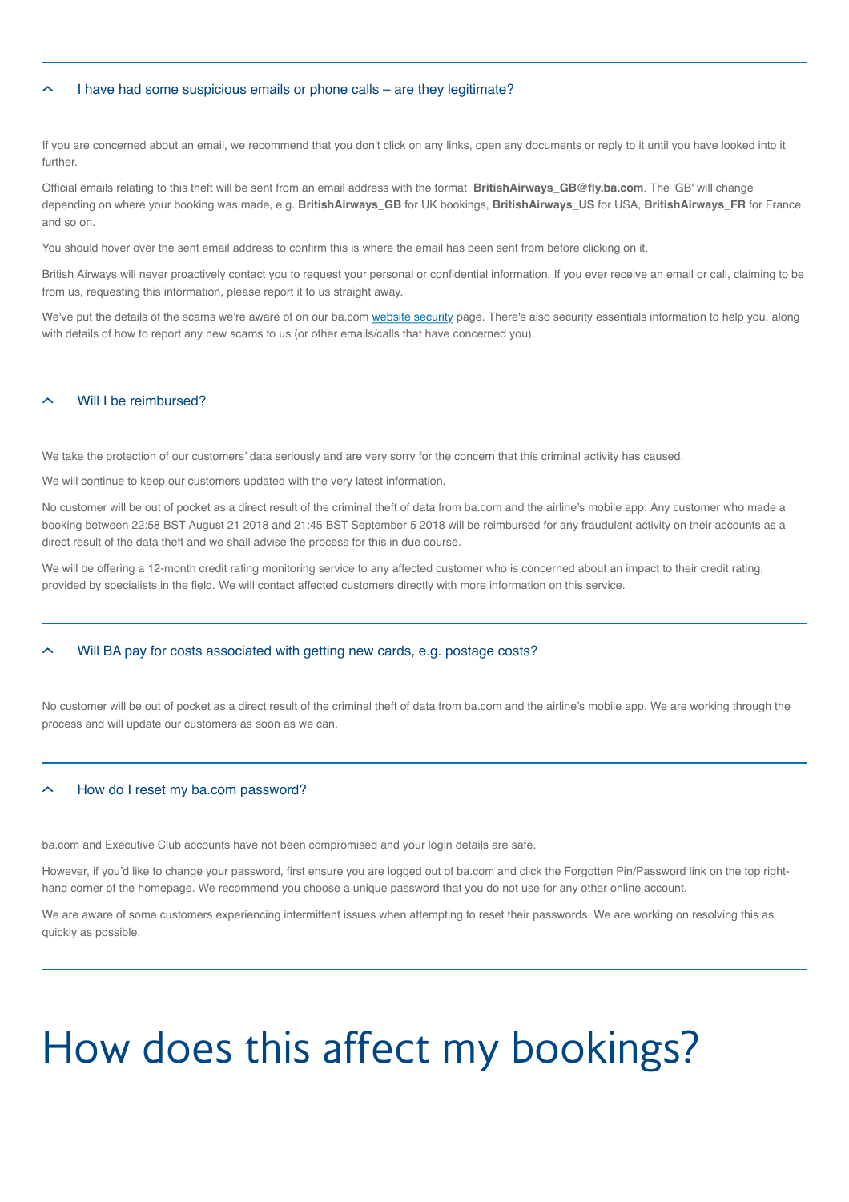### I have had some suspicious emails or phone calls – are they legitimate?

If you are concerned about an email, we recommend that you don't click on any links, open any documents or reply to it until you have looked into it further.

Official emails relating to this theft will be sent from an email address with the format **BritishAirways_GB@fly.ba.com**. The 'GB' will change depending on where your booking was made, e.g. **BritishAirways_GB** for UK bookings, **BritishAirways_US** for USA, **BritishAirways_FR** for France and so on.

You should hover over the sent email address to confirm this is where the email has been sent from before clicking on it.

British Airways will never proactively contact you to request your personal or confidential information. If you ever receive an email or call, claiming to be from us, requesting this information, please report it to us straight away.

We've put the details of the scams we're aware of on our ba.com website security page. There's also security essentials information to help you, along with details of how to report any new scams to us (or other emails/calls that have concerned you).

### Will I be reimbursed?

We take the protection of our customers' data seriously and are very sorry for the concern that this criminal activity has caused.

We will continue to keep our customers updated with the very latest information.

No customer will be out of pocket as a direct result of the criminal theft of data from ba.com and the airline's mobile app. Any customer who made a booking between 22:58 BST August 21 2018 and 21:45 BST September 5 2018 will be reimbursed for any fraudulent activity on their accounts as a direct result of the data theft and we shall advise the process for this in due course.

We will be offering a 12-month credit rating monitoring service to any affected customer who is concerned about an impact to their credit rating, provided by specialists in the field. We will contact affected customers directly with more information on this service.

### Will BA pay for costs associated with getting new cards, e.g. postage costs?

No customer will be out of pocket as a direct result of the criminal theft of data from ba.com and the airline's mobile app. We are working through the process and will update our customers as soon as we can.

### How do I reset my ba.com password?

ba.com and Executive Club accounts have not been compromised and your login details are safe.

However, if you'd like to change your password, first ensure you are logged out of ba.com and click the Forgotten Pin/Password link on the top right-hand corner of the homepage. We recommend you choose a unique password that you do not use for any other online account.

We are aware of some customers experiencing intermittent issues when attempting to reset their passwords. We are working on resolving this as quickly as possible.

# How does this affect my bookings?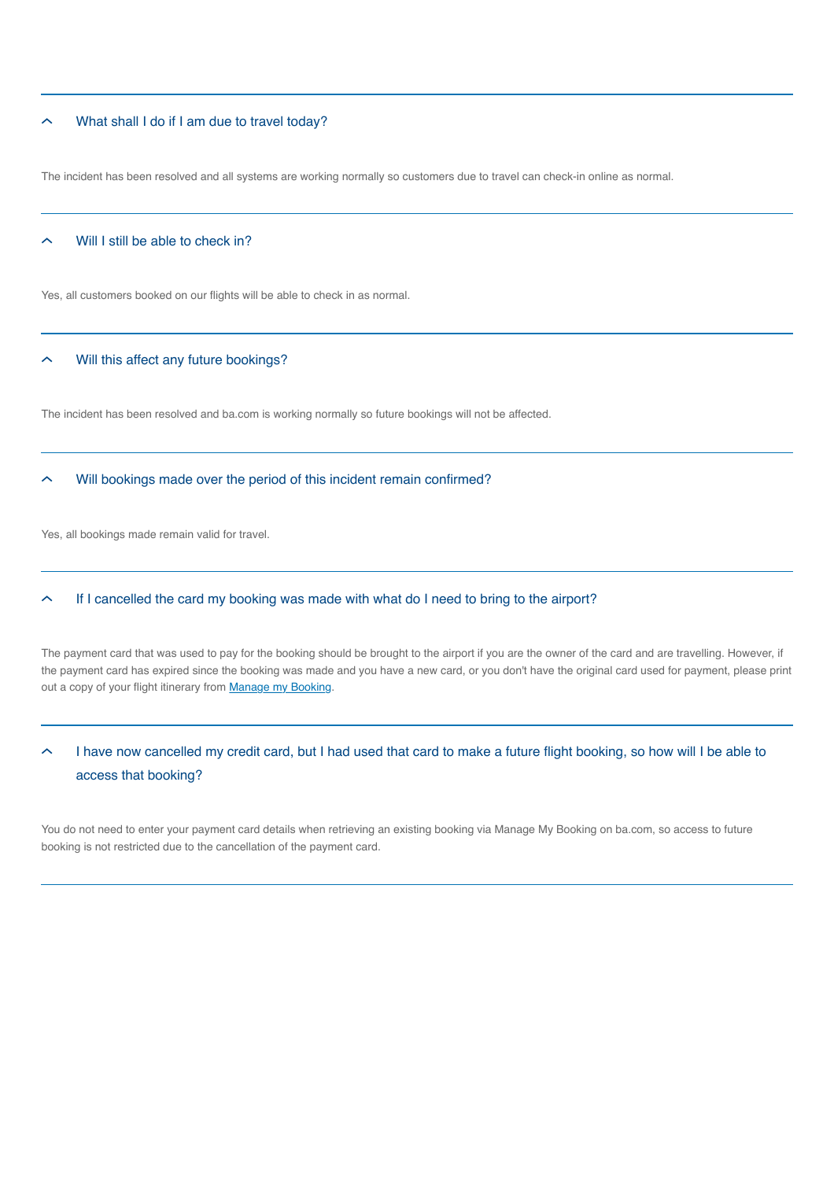### What shall I do if I am due to travel today?

The incident has been resolved and all systems are working normally so customers due to travel can check-in online as normal.

### Will I still be able to check in?

Yes, all customers booked on our flights will be able to check in as normal.

### Will this affect any future bookings?

The incident has been resolved and ba.com is working normally so future bookings will not be affected.

### Will bookings made over the period of this incident remain confirmed?

Yes, all bookings made remain valid for travel.

### If I cancelled the card my booking was made with what do I need to bring to the airport?

The payment card that was used to pay for the booking should be brought to the airport if you are the owner of the card and are travelling. However, if the payment card has expired since the booking was made and you have a new card, or you don't have the original card used for payment, please print out a copy of your flight itinerary from Manage my Booking.

### I have now cancelled my credit card, but I had used that card to make a future flight booking, so how will I be able to access that booking?

You do not need to enter your payment card details when retrieving an existing booking via Manage My Booking on ba.com, so access to future booking is not restricted due to the cancellation of the payment card.